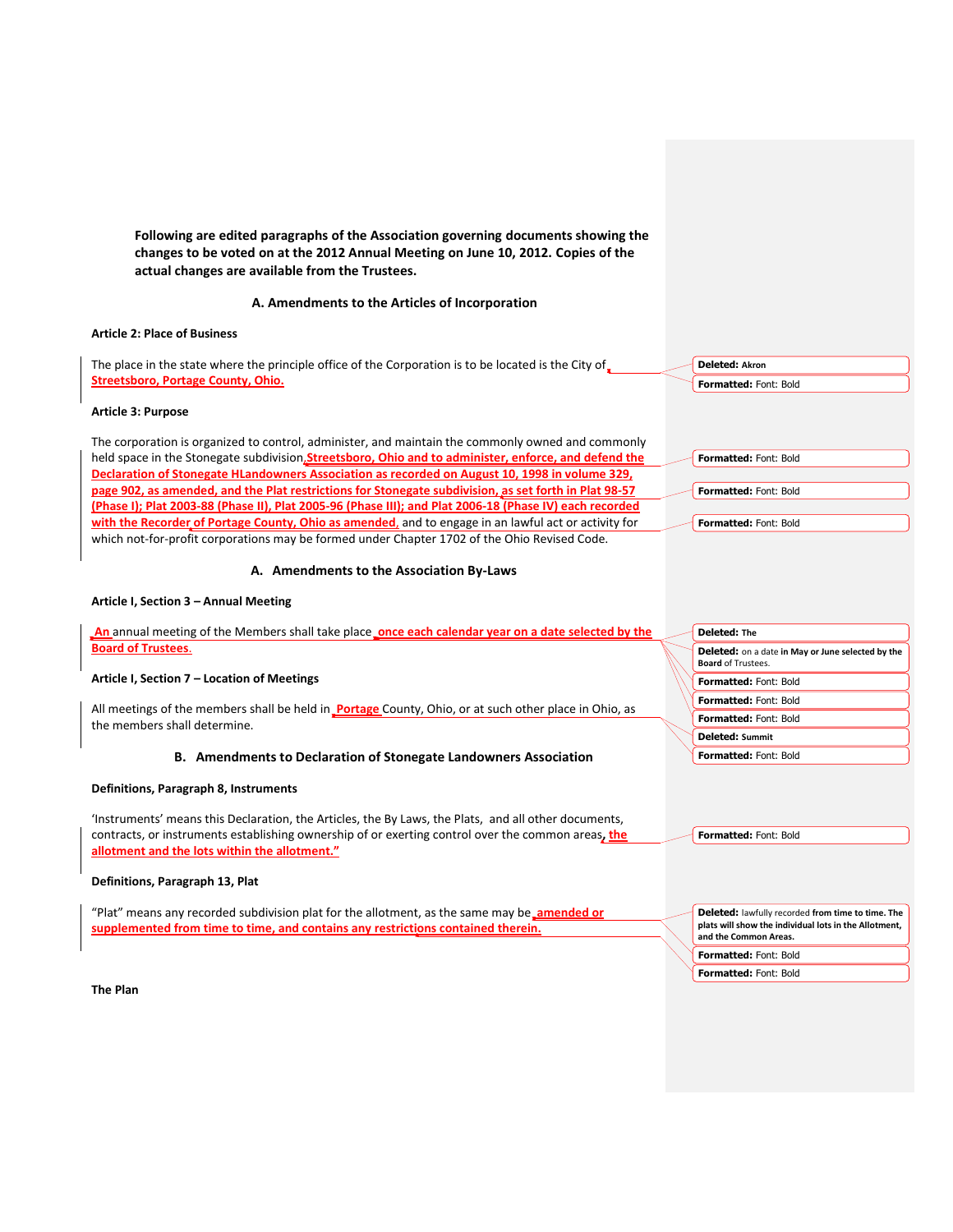**Following are edited paragraphs of the Association governing documents showing the changes to be voted on at the 2012 Annual Meeting on June 10, 2012. Copies of the actual changes are available from the Trustees.**

## A. Amendments to the Articles of Incorporation

**Article 2: Place of Business**

The place in the state where the principle office of the Corporation is to be located is the City of **Streetsboro, Portage County, Ohio.**

Deleted: Akron

Formatted: Font: Bold

**Article 3: Purpose**

The corporation is organized to control, administer, and maintain the commonly owned and commonly held space in the Stonegate subdivision, **Streetsboro, Ohio and to administer, enforce, and defend the Declaration of Stonegate HLandowners Association as recorded on August 10, 1998 in volume 329, page 902, as amended, and the Plat restrictions for Stonegate subdivision, as set forth in Plat 98-57 (Phase I); Plat 2003-88 (Phase II), Plat 2005-96 (Phase III); and Plat 2006-18 (Phase IV) each recorded with the Recorder of Portage County, Ohio as amended**, and to engage in an lawful act or activity for which not-for-profit corporations may be formed under Chapter 1702 of the Ohio Revised Code.

Formatted: Font: Bold

Formatted: Font: Bold

Formatted: Font: Bold

## A. Amendments to the Association By-Laws

**Article I, Section 3 – Annual Meeting**

**An** annual meeting of the Members shall take place **once each calendar year on a date selected by the Board of Trustees.**

Deleted: The

Deleted: on a date in May or June selected by the Board of Trustees.

Formatted: Font: Bold

Formatted: Font: Bold

Formatted: Font: Bold

**Article I, Section 7 – Location of Meetings**

All meetings of the members shall be held in **Portage** County, Ohio, or at such other place in Ohio, as the members shall determine.

Deleted: Summit

Formatted: Font: Bold

## B. Amendments to Declaration of Stonegate Landowners Association

**Definitions, Paragraph 8, Instruments**

'Instruments' means this Declaration, the Articles, the By Laws, the Plats, and all other documents, contracts, or instruments establishing ownership of or exerting control over the common areas, **the allotment and the lots within the allotment."**

Formatted: Font: Bold

**Definitions, Paragraph 13, Plat**

"Plat" means any recorded subdivision plat for the allotment, as the same may be **amended or supplemented from time to time, and contains any restrictions contained therein.**

Deleted: lawfully recorded from time to time. The plats will show the individual lots in the Allotment, and the Common Areas.

Formatted: Font: Bold

Formatted: Font: Bold

**The Plan**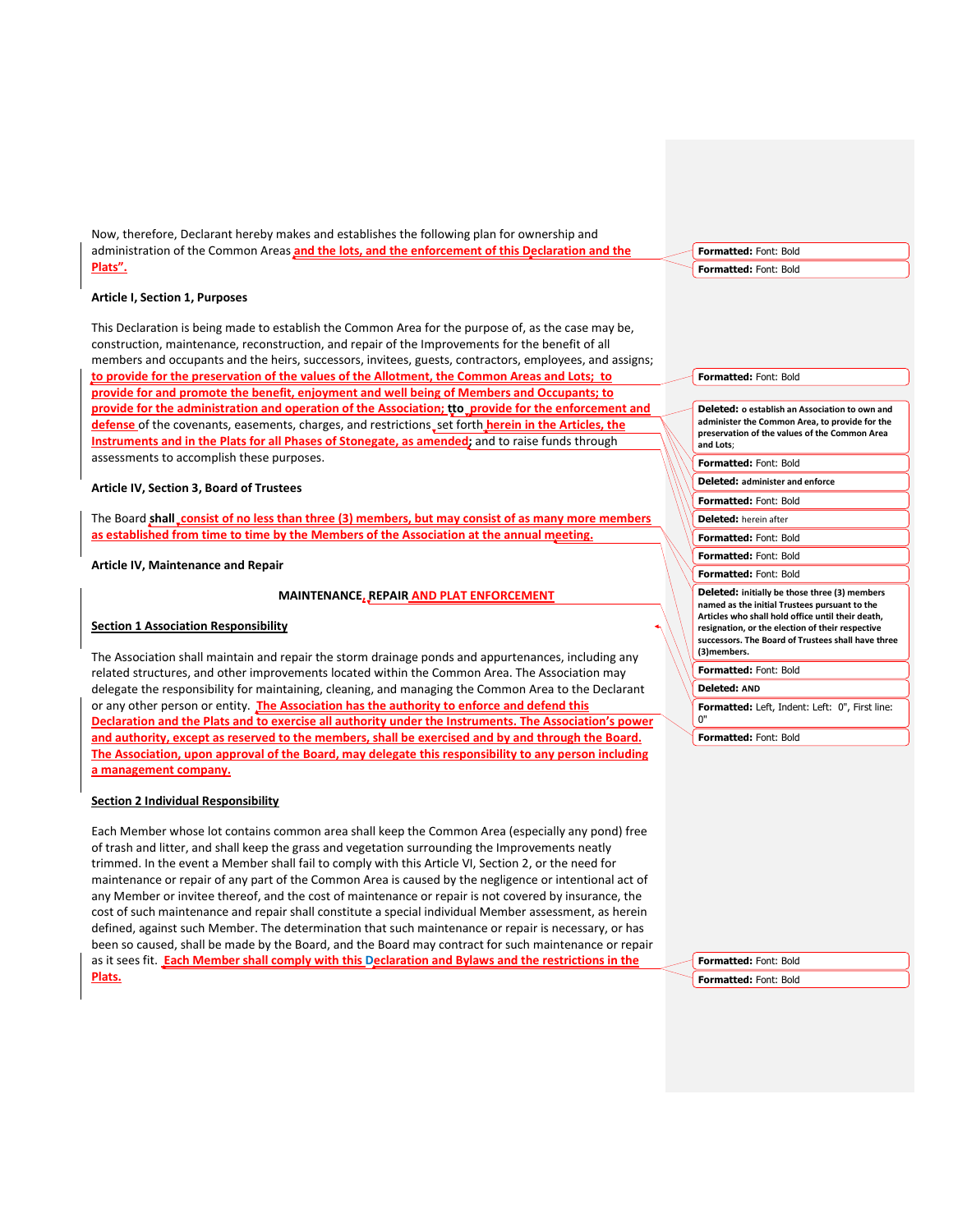Now, therefore, Declarant hereby makes and establishes the following plan for ownership and administration of the Common Areas and the lots, and the enforcement of this Declaration and the Plats".

**Article I, Section 1, Purposes**

This Declaration is being made to establish the Common Area for the purpose of, as the case may be, construction, maintenance, reconstruction, and repair of the Improvements for the benefit of all members and occupants and the heirs, successors, invitees, guests, contractors, employees, and assigns; to provide for the preservation of the values of the Allotment, the Common Areas and Lots; to provide for and promote the benefit, enjoyment and well being of Members and Occupants; to provide for the administration and operation of the Association; tto provide for the enforcement and defense of the covenants, easements, charges, and restrictions set forth herein in the Articles, the Instruments and in the Plats for all Phases of Stonegate, as amended; and to raise funds through assessments to accomplish these purposes.

**Article IV, Section 3, Board of Trustees**

The Board **shall** consist of no less than three (3) members, but may consist of as many more members as established from time to time by the Members of the Association at the annual meeting.

**Article IV, Maintenance and Repair**

**MAINTENANCE, REPAIR AND PLAT ENFORCEMENT**

**Section 1 Association Responsibility**

The Association shall maintain and repair the storm drainage ponds and appurtenances, including any related structures, and other improvements located within the Common Area. The Association may delegate the responsibility for maintaining, cleaning, and managing the Common Area to the Declarant or any other person or entity. The Association has the authority to enforce and defend this Declaration and the Plats and to exercise all authority under the Instruments. The Association's power and authority, except as reserved to the members, shall be exercised and by and through the Board. The Association, upon approval of the Board, may delegate this responsibility to any person including a management company.

**Section 2 Individual Responsibility**

Each Member whose lot contains common area shall keep the Common Area (especially any pond) free of trash and litter, and shall keep the grass and vegetation surrounding the Improvements neatly trimmed. In the event a Member shall fail to comply with this Article VI, Section 2, or the need for maintenance or repair of any part of the Common Area is caused by the negligence or intentional act of any Member or invitee thereof, and the cost of maintenance or repair is not covered by insurance, the cost of such maintenance and repair shall constitute a special individual Member assessment, as herein defined, against such Member. The determination that such maintenance or repair is necessary, or has been so caused, shall be made by the Board, and the Board may contract for such maintenance or repair as it sees fit. Each Member shall comply with this Declaration and Bylaws and the restrictions in the Plats.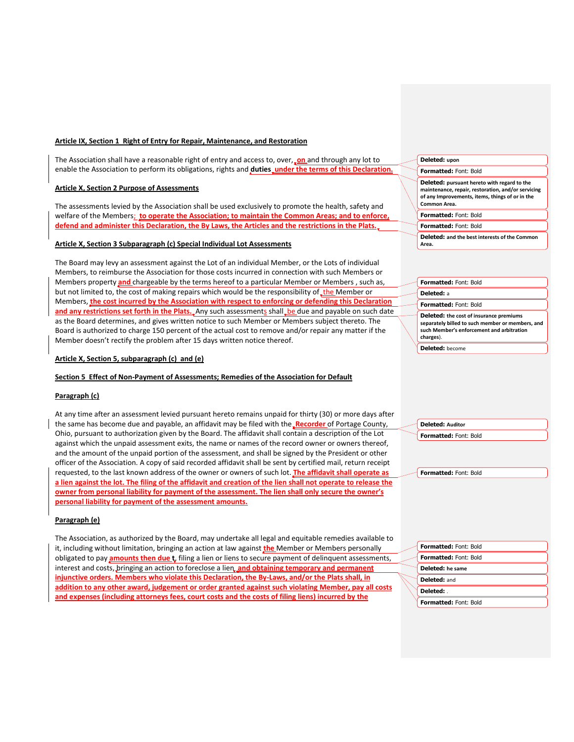**Article IX, Section 1  Right of Entry for Repair, Maintenance, and Restoration**

The Association shall have a reasonable right of entry and access to, over, **on** and through any lot to enable the Association to perform its obligations, rights and **duties under the terms of this Declaration.**

**Article X, Section 2 Purpose of Assessments**

The assessments levied by the Association shall be used exclusively to promote the health, safety and welfare of the Members; **to operate the Association; to maintain the Common Areas; and to enforce, defend and administer this Declaration, the By Laws, the Articles and the restrictions in the Plats.**

**Article X, Section 3 Subparagraph (c) Special Individual Lot Assessments**

The Board may levy an assessment against the Lot of an individual Member, or the Lots of individual Members, to reimburse the Association for those costs incurred in connection with such Members or Members property **and** chargeable by the terms hereof to a particular Member or Members , such as, but not limited to, the cost of making repairs which would be the responsibility of the Member or Members, **the cost incurred by the Association with respect to enforcing or defending this Declaration and any restrictions set forth in the Plats.** Any such assessments shall be due and payable on such date as the Board determines, and gives written notice to such Member or Members subject thereto. The Board is authorized to charge 150 percent of the actual cost to remove and/or repair any matter if the Member doesn't rectify the problem after 15 days written notice thereof.

**Article X, Section 5, subparagraph (c) and (e)**

**Section 5  Effect of Non-Payment of Assessments; Remedies of the Association for Default**

**Paragraph (c)**

At any time after an assessment levied pursuant hereto remains unpaid for thirty (30) or more days after the same has become due and payable, an affidavit may be filed with the **Recorder** of Portage County, Ohio, pursuant to authorization given by the Board. The affidavit shall contain a description of the Lot against which the unpaid assessment exits, the name or names of the record owner or owners thereof, and the amount of the unpaid portion of the assessment, and shall be signed by the President or other officer of the Association. A copy of said recorded affidavit shall be sent by certified mail, return receipt requested, to the last known address of the owner or owners of such lot. **The affidavit shall operate as a lien against the lot. The filing of the affidavit and creation of the lien shall not operate to release the owner from personal liability for payment of the assessment. The lien shall only secure the owner's personal liability for payment of the assessment amounts.**

**Paragraph (e)**

The Association, as authorized by the Board, may undertake all legal and equitable remedies available to it, including without limitation, bringing an action at law against **the** Member or Members personally obligated to pay **amounts then due** t, filing a lien or liens to secure payment of delinquent assessments, interest and costs, bringing an action to foreclose a lien, **and obtaining temporary and permanent injunctive orders. Members who violate this Declaration, the By-Laws, and/or the Plats shall, in addition to any other award, judgement or order granted against such violating Member, pay all costs and expenses (including attorneys fees, court costs and the costs of filing liens) incurred by the**

Deleted: upon
Formatted: Font: Bold
Deleted: pursuant hereto with regard to the maintenance, repair, restoration, and/or servicing of any Improvements, items, things of or in the Common Area.
Formatted: Font: Bold
Formatted: Font: Bold
Deleted: and the best interests of the Common Area.
Formatted: Font: Bold
Deleted: a
Formatted: Font: Bold
Deleted: the cost of insurance premiums separately billed to such member or members, and such Member's enforcement and arbitration charges).
Deleted: become
Deleted: Auditor
Formatted: Font: Bold
Formatted: Font: Bold
Formatted: Font: Bold
Formatted: Font: Bold
Deleted: he same
Deleted: and
Deleted: .
Formatted: Font: Bold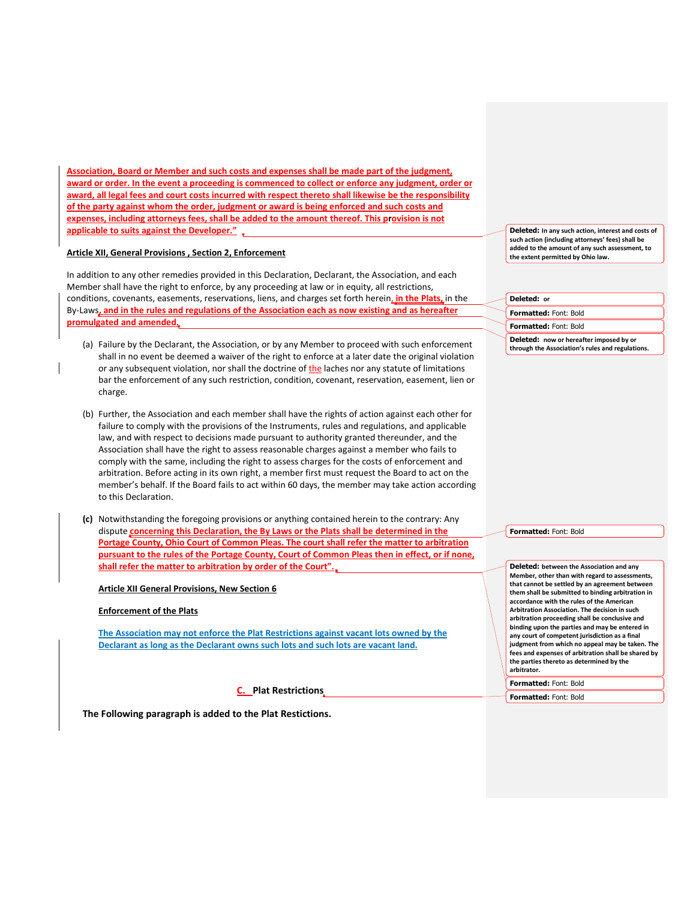**Association, Board or Member and such costs and expenses shall be made part of the judgment, award or order. In the event a proceeding is commenced to collect or enforce any judgment, order or award, all legal fees and court costs incurred with respect thereto shall likewise be the responsibility of the party against whom the order, judgment or award is being enforced and such costs and expenses, including attorneys fees, shall be added to the amount thereof. This provision is not applicable to suits against the Developer."**

**Article XII, General Provisions , Section 2, Enforcement**

In addition to any other remedies provided in this Declaration, Declarant, the Association, and each Member shall have the right to enforce, by any proceeding at law or in equity, all restrictions, conditions, covenants, easements, reservations, liens, and charges set forth herein**, in the Plats,** in the By-Laws**, and in the rules and regulations of the Association each as now existing and as hereafter promulgated and amended.**

(a) Failure by the Declarant, the Association, or by any Member to proceed with such enforcement shall in no event be deemed a waiver of the right to enforce at a later date the original violation or any subsequent violation, nor shall the doctrine of the laches nor any statute of limitations bar the enforcement of any such restriction, condition, covenant, reservation, easement, lien or charge.

(b) Further, the Association and each member shall have the rights of action against each other for failure to comply with the provisions of the Instruments, rules and regulations, and applicable law, and with respect to decisions made pursuant to authority granted thereunder, and the Association shall have the right to assess reasonable charges against a member who fails to comply with the same, including the right to assess charges for the costs of enforcement and arbitration. Before acting in its own right, a member first must request the Board to act on the member's behalf. If the Board fails to act within 60 days, the member may take action according to this Declaration.

**(c)** Notwithstanding the foregoing provisions or anything contained herein to the contrary: Any dispute **concerning this Declaration, the By Laws or the Plats shall be determined in the Portage County, Ohio Court of Common Pleas. The court shall refer the matter to arbitration pursuant to the rules of the Portage County, Court of Common Pleas then in effect, or if none, shall refer the matter to arbitration by order of the Court".**

**Article XII General Provisions, New Section 6**

**Enforcement of the Plats**

The Association may not enforce the Plat Restrictions against vacant lots owned by the Declarant as long as the Declarant owns such lots and such lots are vacant land.

**C. Plat Restrictions**

**The Following paragraph is added to the Plat Restictions.**

---

**Deleted:** In any such action, interest and costs of such action (including attorneys' fees) shall be added to the amount of any such assessment, to the extent permitted by Ohio law.

**Deleted:** or

**Formatted:** Font: Bold

**Formatted:** Font: Bold

**Deleted:** now or hereafter imposed by or through the Association's rules and regulations.

**Formatted:** Font: Bold

**Deleted:** between the Association and any Member, other than with regard to assessments, that cannot be settled by an agreement between them shall be submitted to binding arbitration in accordance with the rules of the American Arbitration Association. The decision in such arbitration proceeding shall be conclusive and binding upon the parties and may be entered in any court of competent jurisdiction as a final judgment from which no appeal may be taken. The fees and expenses of arbitration shall be shared by the parties thereto as determined by the arbitrator.

**Formatted:** Font: Bold

**Formatted:** Font: Bold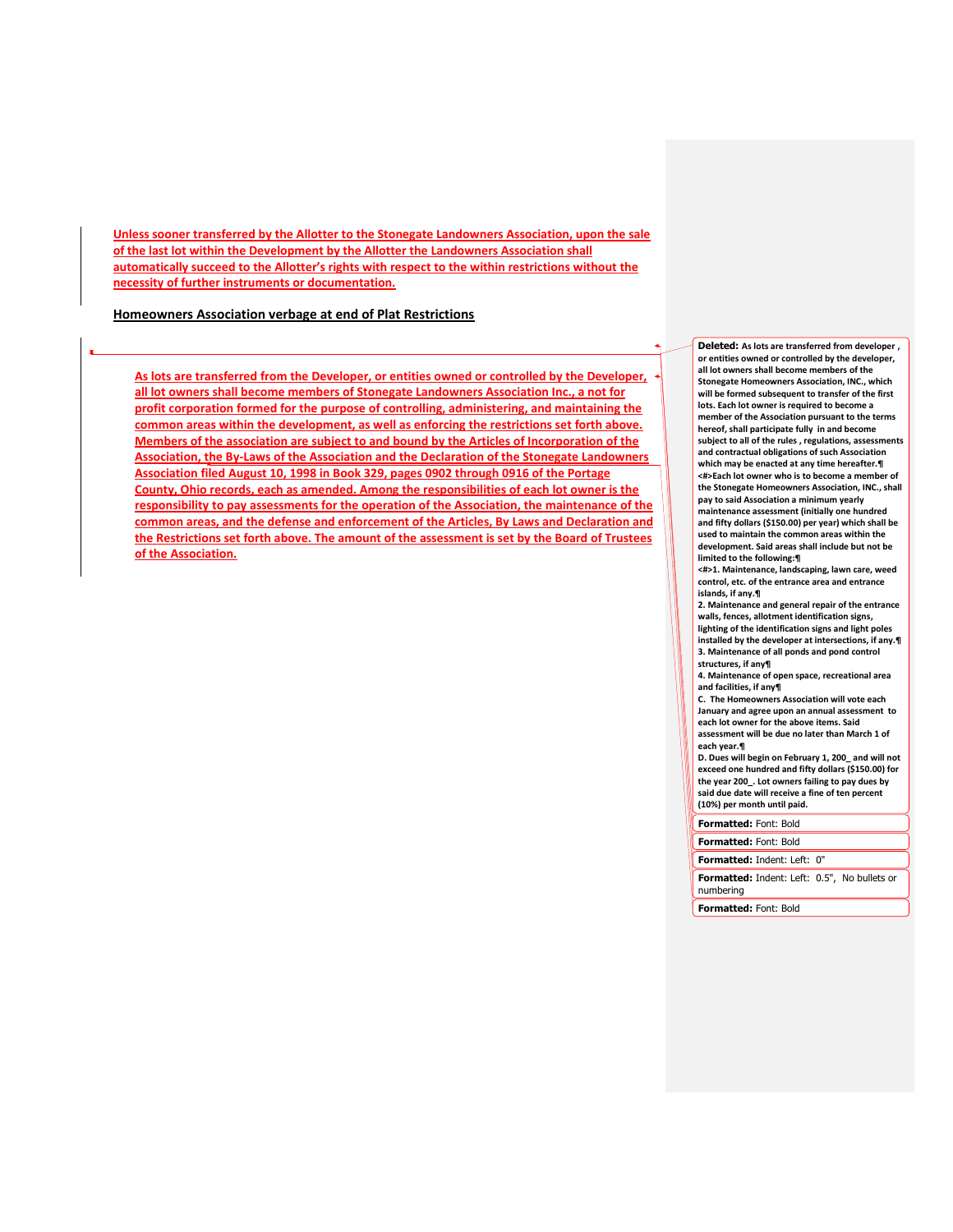Unless sooner transferred by the Allotter to the Stonegate Landowners Association, upon the sale of the last lot within the Development by the Allotter the Landowners Association shall automatically succeed to the Allotter's rights with respect to the within restrictions without the necessity of further instruments or documentation.

**Homeowners Association verbage at end of Plat Restrictions**

As lots are transferred from the Developer, or entities owned or controlled by the Developer, all lot owners shall become members of Stonegate Landowners Association Inc., a not for profit corporation formed for the purpose of controlling, administering, and maintaining the common areas within the development, as well as enforcing the restrictions set forth above. Members of the association are subject to and bound by the Articles of Incorporation of the Association, the By-Laws of the Association and the Declaration of the Stonegate Landowners Association filed August 10, 1998 in Book 329, pages 0902 through 0916 of the Portage County, Ohio records, each as amended. Among the responsibilities of each lot owner is the responsibility to pay assessments for the operation of the Association, the maintenance of the common areas, and the defense and enforcement of the Articles, By Laws and Declaration and the Restrictions set forth above. The amount of the assessment is set by the Board of Trustees of the Association.

**Deleted:** As lots are transferred from developer , or entities owned or controlled by the developer, all lot owners shall become members of the Stonegate Homeowners Association, INC., which will be formed subsequent to transfer of the first lots. Each lot owner is required to become a member of the Association pursuant to the terms hereof, shall participate fully in and become subject to all of the rules , regulations, assessments and contractual obligations of such Association which may be enacted at any time hereafter.¶
<#>Each lot owner who is to become a member of the Stonegate Homeowners Association, INC., shall pay to said Association a minimum yearly maintenance assessment (initially one hundred and fifty dollars ($150.00) per year) which shall be used to maintain the common areas within the development. Said areas shall include but not be limited to the following:¶
<#>1. Maintenance, landscaping, lawn care, weed control, etc. of the entrance area and entrance islands, if any.¶
2. Maintenance and general repair of the entrance walls, fences, allotment identification signs, lighting of the identification signs and light poles installed by the developer at intersections, if any.¶
3. Maintenance of all ponds and pond control structures, if any¶
4. Maintenance of open space, recreational area and facilities, if any¶
C. The Homeowners Association will vote each January and agree upon an annual assessment to each lot owner for the above items. Said assessment will be due no later than March 1 of each year.¶
D. Dues will begin on February 1, 200_ and will not exceed one hundred and fifty dollars ($150.00) for the year 200_. Lot owners failing to pay dues by said due date will receive a fine of ten percent (10%) per month until paid.

**Formatted:** Font: Bold

**Formatted:** Font: Bold

**Formatted:** Indent: Left: 0"

**Formatted:** Indent: Left: 0.5", No bullets or numbering

**Formatted:** Font: Bold